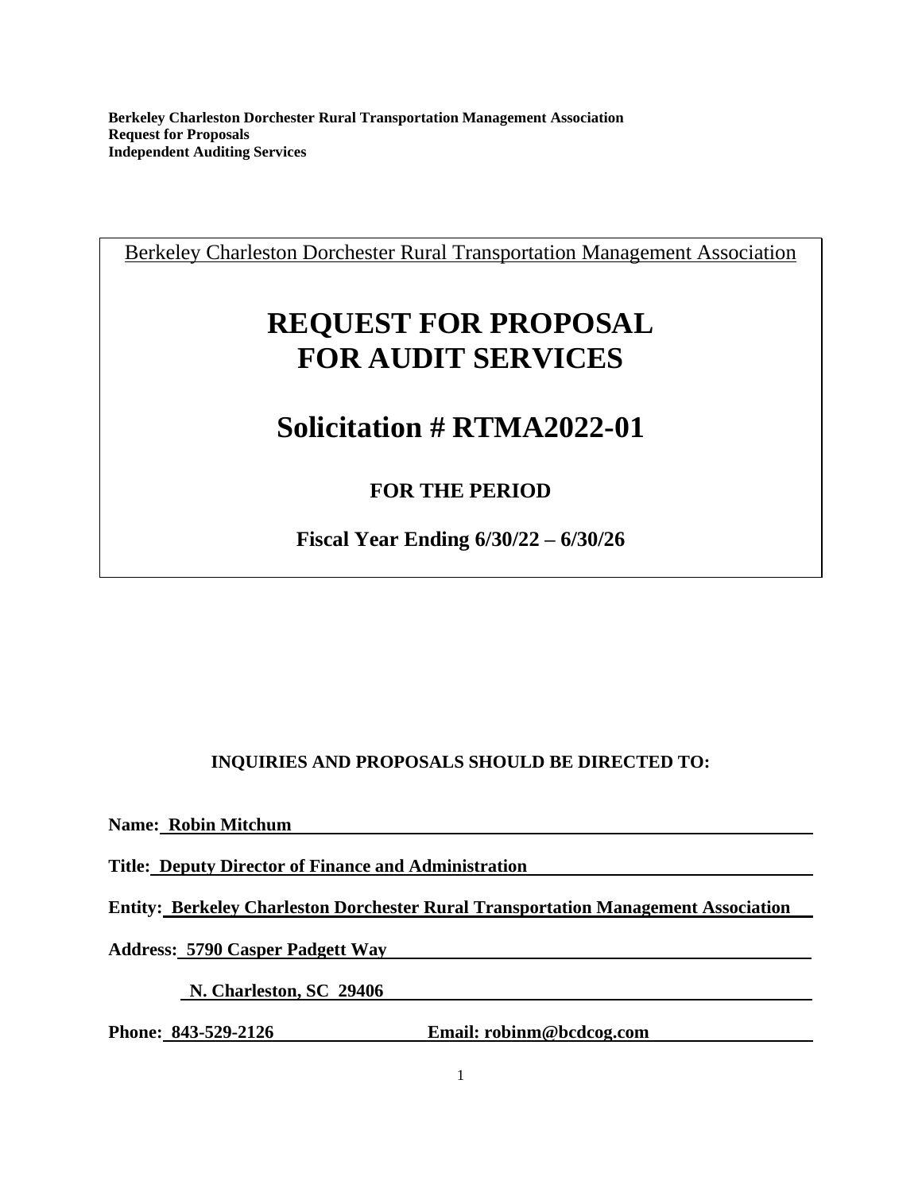**Berkeley Charleston Dorchester Rural Transportation Management Association**
**Request for Proposals**
**Independent Auditing Services**

Berkeley Charleston Dorchester Rural Transportation Management Association

# REQUEST FOR PROPOSAL FOR AUDIT SERVICES

# Solicitation # RTMA2022-01

### FOR THE PERIOD

### Fiscal Year Ending 6/30/22 – 6/30/26

**INQUIRIES AND PROPOSALS SHOULD BE DIRECTED TO:**

**Name: Robin Mitchum**

**Title: Deputy Director of Finance and Administration**

**Entity: Berkeley Charleston Dorchester Rural Transportation Management Association**

**Address: 5790 Casper Padgett Way**

**N. Charleston, SC 29406**

**Phone: 843-529-2126** **Email: robinm@bcdcog.com**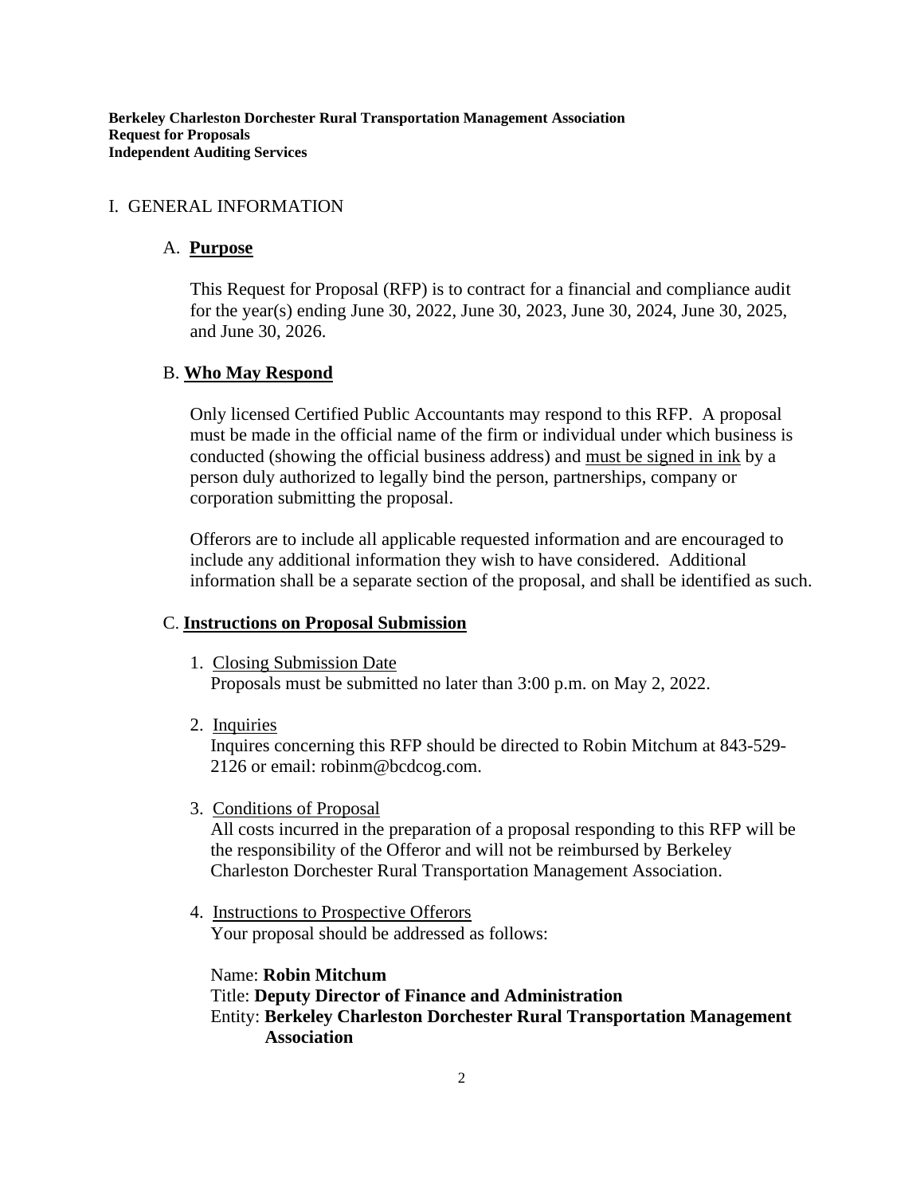**Berkeley Charleston Dorchester Rural Transportation Management Association**
**Request for Proposals**
**Independent Auditing Services**

# I. GENERAL INFORMATION

## A. **Purpose**

This Request for Proposal (RFP) is to contract for a financial and compliance audit for the year(s) ending June 30, 2022, June 30, 2023, June 30, 2024, June 30, 2025, and June 30, 2026.

## B. **Who May Respond**

Only licensed Certified Public Accountants may respond to this RFP. A proposal must be made in the official name of the firm or individual under which business is conducted (showing the official business address) and must be signed in ink by a person duly authorized to legally bind the person, partnerships, company or corporation submitting the proposal.

Offerors are to include all applicable requested information and are encouraged to include any additional information they wish to have considered. Additional information shall be a separate section of the proposal, and shall be identified as such.

## C. **Instructions on Proposal Submission**

1. Closing Submission Date
   Proposals must be submitted no later than 3:00 p.m. on May 2, 2022.

2. Inquiries
   Inquires concerning this RFP should be directed to Robin Mitchum at 843-529-2126 or email: robinm@bcdcog.com.

3. Conditions of Proposal
   All costs incurred in the preparation of a proposal responding to this RFP will be the responsibility of the Offeror and will not be reimbursed by Berkeley Charleston Dorchester Rural Transportation Management Association.

4. Instructions to Prospective Offerors
   Your proposal should be addressed as follows:

   Name: **Robin Mitchum**
   Title: **Deputy Director of Finance and Administration**
   Entity: **Berkeley Charleston Dorchester Rural Transportation Management Association**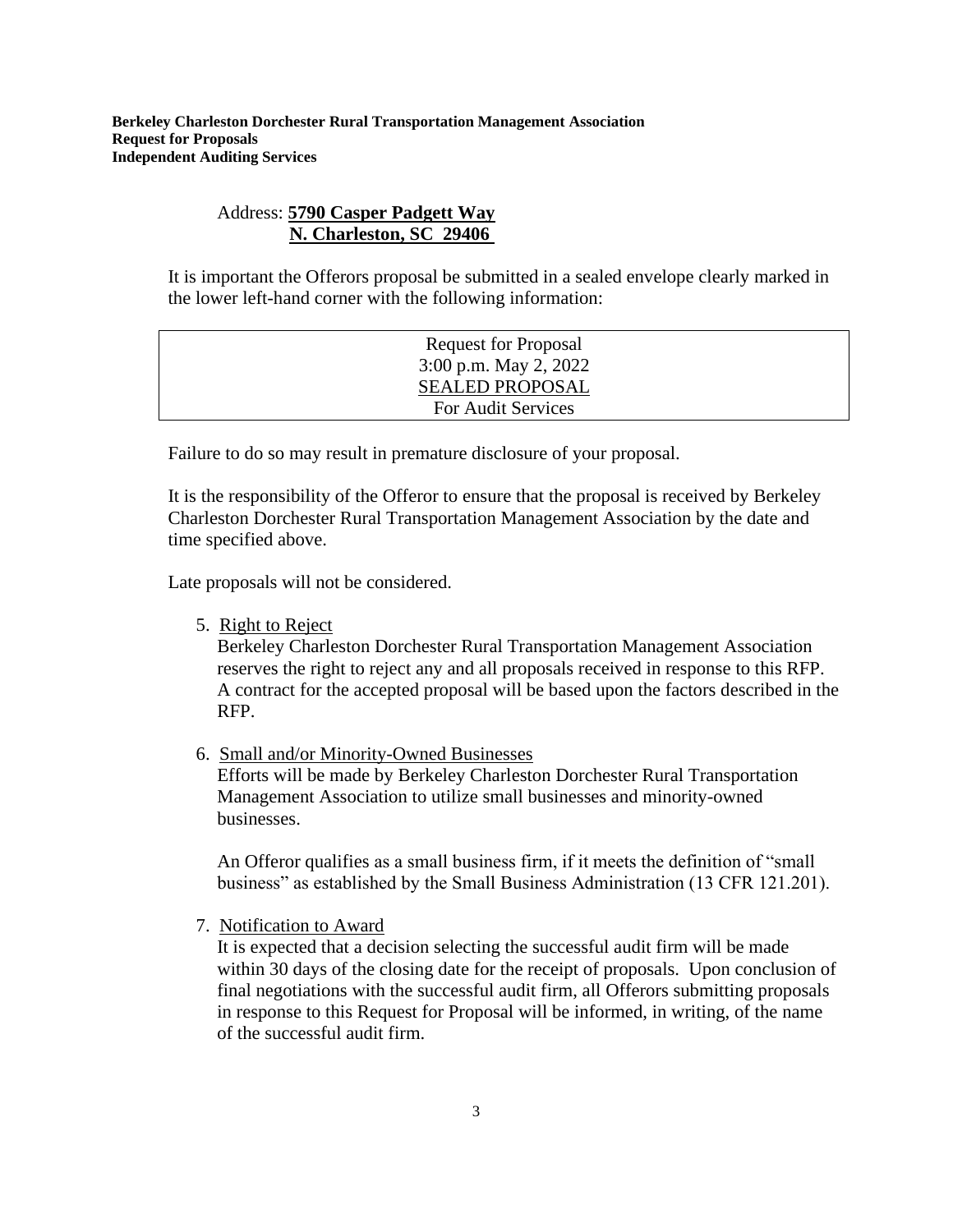Address: **<u>5790 Casper Padgett Way</u>**
**<u>N. Charleston, SC 29406</u>**

It is important the Offerors proposal be submitted in a sealed envelope clearly marked in the lower left-hand corner with the following information:

| Request for Proposal<br>3:00 p.m. May 2, 2022<br><u>SEALED PROPOSAL</u><br>For Audit Services |
|---|

Failure to do so may result in premature disclosure of your proposal.

It is the responsibility of the Offeror to ensure that the proposal is received by Berkeley Charleston Dorchester Rural Transportation Management Association by the date and time specified above.

Late proposals will not be considered.

5. <u>Right to Reject</u>
   Berkeley Charleston Dorchester Rural Transportation Management Association reserves the right to reject any and all proposals received in response to this RFP. A contract for the accepted proposal will be based upon the factors described in the RFP.

6. <u>Small and/or Minority-Owned Businesses</u>
   Efforts will be made by Berkeley Charleston Dorchester Rural Transportation Management Association to utilize small businesses and minority-owned businesses.

   An Offeror qualifies as a small business firm, if it meets the definition of "small business" as established by the Small Business Administration (13 CFR 121.201).

7. <u>Notification to Award</u>
   It is expected that a decision selecting the successful audit firm will be made within 30 days of the closing date for the receipt of proposals. Upon conclusion of final negotiations with the successful audit firm, all Offerors submitting proposals in response to this Request for Proposal will be informed, in writing, of the name of the successful audit firm.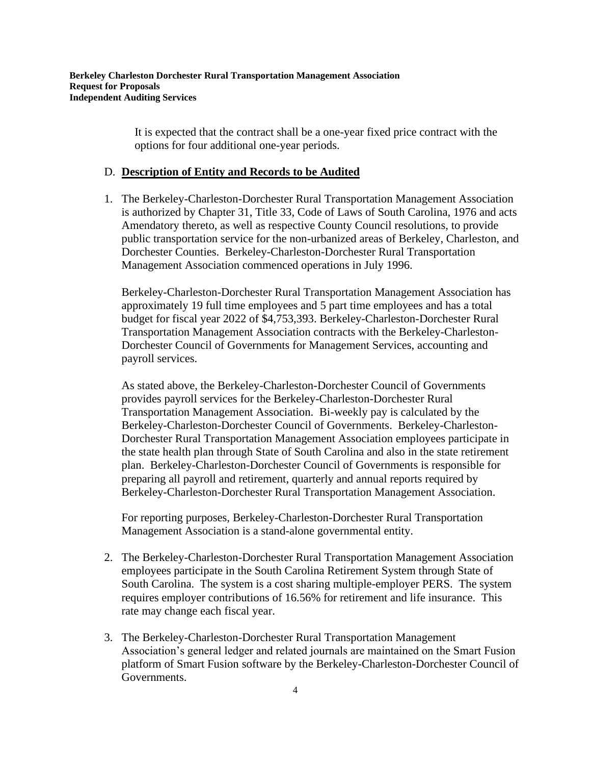It is expected that the contract shall be a one-year fixed price contract with the options for four additional one-year periods.

## D. **Description of Entity and Records to be Audited**

1. The Berkeley-Charleston-Dorchester Rural Transportation Management Association is authorized by Chapter 31, Title 33, Code of Laws of South Carolina, 1976 and acts Amendatory thereto, as well as respective County Council resolutions, to provide public transportation service for the non-urbanized areas of Berkeley, Charleston, and Dorchester Counties. Berkeley-Charleston-Dorchester Rural Transportation Management Association commenced operations in July 1996.

   Berkeley-Charleston-Dorchester Rural Transportation Management Association has approximately 19 full time employees and 5 part time employees and has a total budget for fiscal year 2022 of $4,753,393. Berkeley-Charleston-Dorchester Rural Transportation Management Association contracts with the Berkeley-Charleston-Dorchester Council of Governments for Management Services, accounting and payroll services.

   As stated above, the Berkeley-Charleston-Dorchester Council of Governments provides payroll services for the Berkeley-Charleston-Dorchester Rural Transportation Management Association. Bi-weekly pay is calculated by the Berkeley-Charleston-Dorchester Council of Governments. Berkeley-Charleston-Dorchester Rural Transportation Management Association employees participate in the state health plan through State of South Carolina and also in the state retirement plan. Berkeley-Charleston-Dorchester Council of Governments is responsible for preparing all payroll and retirement, quarterly and annual reports required by Berkeley-Charleston-Dorchester Rural Transportation Management Association.

   For reporting purposes, Berkeley-Charleston-Dorchester Rural Transportation Management Association is a stand-alone governmental entity.

2. The Berkeley-Charleston-Dorchester Rural Transportation Management Association employees participate in the South Carolina Retirement System through State of South Carolina. The system is a cost sharing multiple-employer PERS. The system requires employer contributions of 16.56% for retirement and life insurance. This rate may change each fiscal year.

3. The Berkeley-Charleston-Dorchester Rural Transportation Management Association's general ledger and related journals are maintained on the Smart Fusion platform of Smart Fusion software by the Berkeley-Charleston-Dorchester Council of Governments.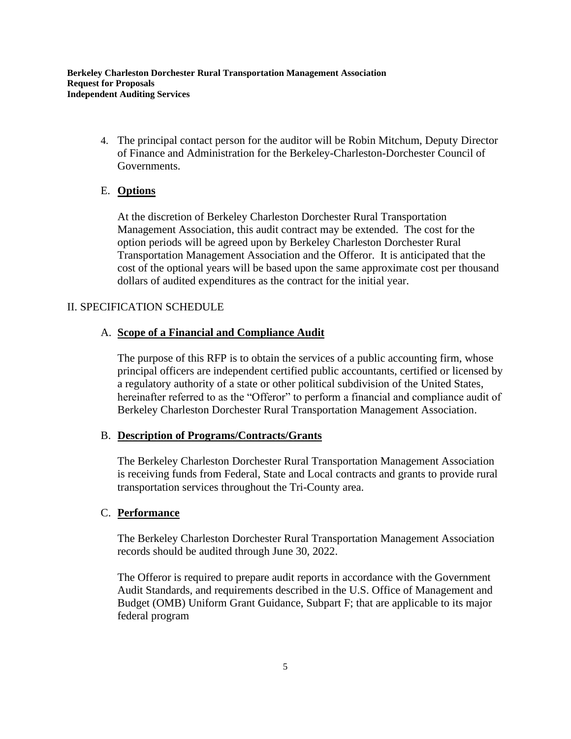4. The principal contact person for the auditor will be Robin Mitchum, Deputy Director of Finance and Administration for the Berkeley-Charleston-Dorchester Council of Governments.

### E. **Options**

At the discretion of Berkeley Charleston Dorchester Rural Transportation Management Association, this audit contract may be extended. The cost for the option periods will be agreed upon by Berkeley Charleston Dorchester Rural Transportation Management Association and the Offeror. It is anticipated that the cost of the optional years will be based upon the same approximate cost per thousand dollars of audited expenditures as the contract for the initial year.

## II. SPECIFICATION SCHEDULE

### A. **Scope of a Financial and Compliance Audit**

The purpose of this RFP is to obtain the services of a public accounting firm, whose principal officers are independent certified public accountants, certified or licensed by a regulatory authority of a state or other political subdivision of the United States, hereinafter referred to as the "Offeror" to perform a financial and compliance audit of Berkeley Charleston Dorchester Rural Transportation Management Association.

### B. **Description of Programs/Contracts/Grants**

The Berkeley Charleston Dorchester Rural Transportation Management Association is receiving funds from Federal, State and Local contracts and grants to provide rural transportation services throughout the Tri-County area.

### C. **Performance**

The Berkeley Charleston Dorchester Rural Transportation Management Association records should be audited through June 30, 2022.

The Offeror is required to prepare audit reports in accordance with the Government Audit Standards, and requirements described in the U.S. Office of Management and Budget (OMB) Uniform Grant Guidance, Subpart F; that are applicable to its major federal program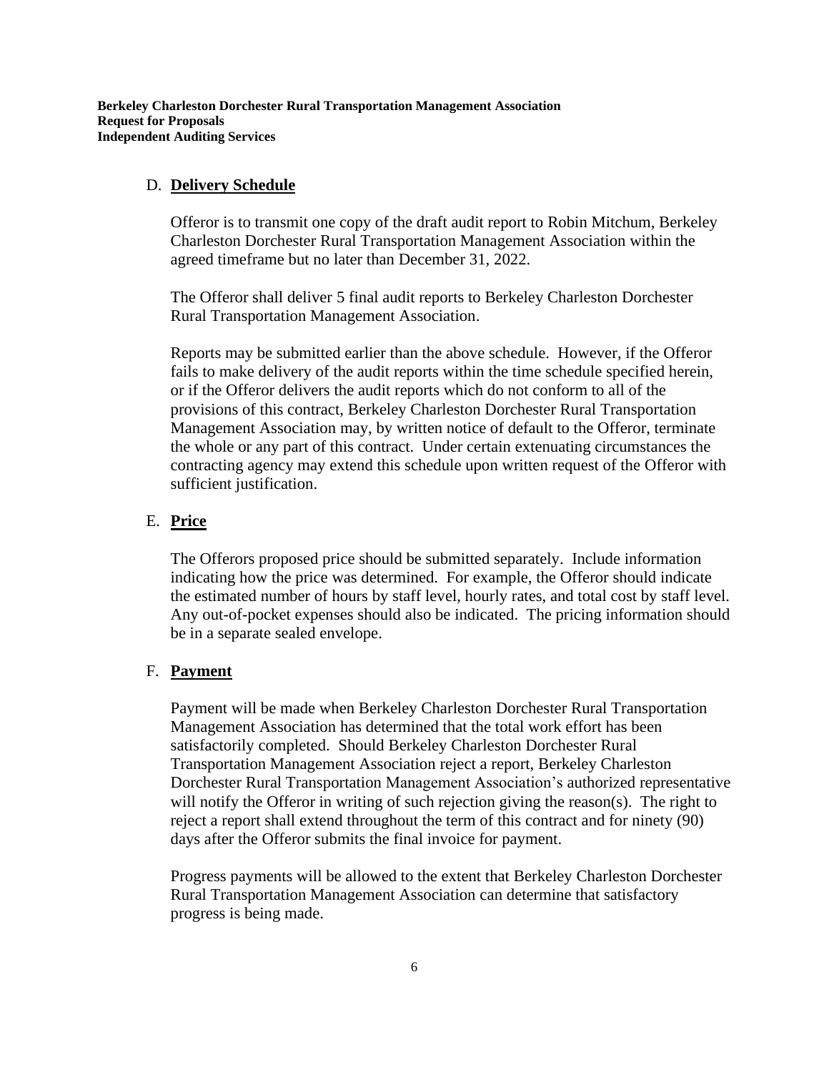### D. **Delivery Schedule**

Offeror is to transmit one copy of the draft audit report to Robin Mitchum, Berkeley Charleston Dorchester Rural Transportation Management Association within the agreed timeframe but no later than December 31, 2022.

The Offeror shall deliver 5 final audit reports to Berkeley Charleston Dorchester Rural Transportation Management Association.

Reports may be submitted earlier than the above schedule. However, if the Offeror fails to make delivery of the audit reports within the time schedule specified herein, or if the Offeror delivers the audit reports which do not conform to all of the provisions of this contract, Berkeley Charleston Dorchester Rural Transportation Management Association may, by written notice of default to the Offeror, terminate the whole or any part of this contract. Under certain extenuating circumstances the contracting agency may extend this schedule upon written request of the Offeror with sufficient justification.

### E. **Price**

The Offerors proposed price should be submitted separately. Include information indicating how the price was determined. For example, the Offeror should indicate the estimated number of hours by staff level, hourly rates, and total cost by staff level. Any out-of-pocket expenses should also be indicated. The pricing information should be in a separate sealed envelope.

### F. **Payment**

Payment will be made when Berkeley Charleston Dorchester Rural Transportation Management Association has determined that the total work effort has been satisfactorily completed. Should Berkeley Charleston Dorchester Rural Transportation Management Association reject a report, Berkeley Charleston Dorchester Rural Transportation Management Association's authorized representative will notify the Offeror in writing of such rejection giving the reason(s). The right to reject a report shall extend throughout the term of this contract and for ninety (90) days after the Offeror submits the final invoice for payment.

Progress payments will be allowed to the extent that Berkeley Charleston Dorchester Rural Transportation Management Association can determine that satisfactory progress is being made.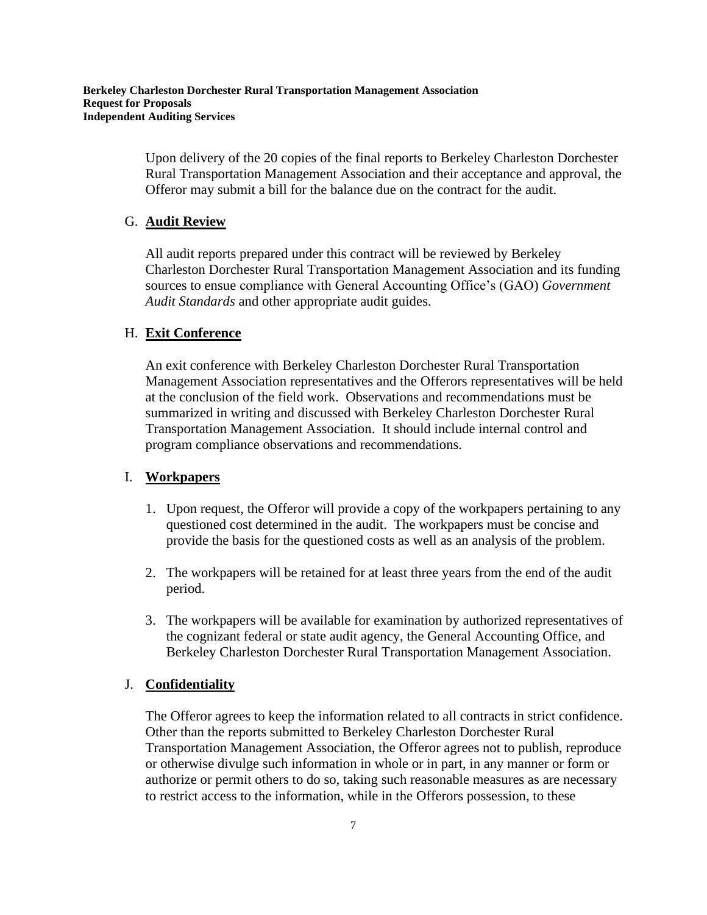Upon delivery of the 20 copies of the final reports to Berkeley Charleston Dorchester Rural Transportation Management Association and their acceptance and approval, the Offeror may submit a bill for the balance due on the contract for the audit.

G. **Audit Review**

All audit reports prepared under this contract will be reviewed by Berkeley Charleston Dorchester Rural Transportation Management Association and its funding sources to ensue compliance with General Accounting Office's (GAO) *Government Audit Standards* and other appropriate audit guides.

H. **Exit Conference**

An exit conference with Berkeley Charleston Dorchester Rural Transportation Management Association representatives and the Offerors representatives will be held at the conclusion of the field work. Observations and recommendations must be summarized in writing and discussed with Berkeley Charleston Dorchester Rural Transportation Management Association. It should include internal control and program compliance observations and recommendations.

I. **Workpapers**

1. Upon request, the Offeror will provide a copy of the workpapers pertaining to any questioned cost determined in the audit. The workpapers must be concise and provide the basis for the questioned costs as well as an analysis of the problem.

2. The workpapers will be retained for at least three years from the end of the audit period.

3. The workpapers will be available for examination by authorized representatives of the cognizant federal or state audit agency, the General Accounting Office, and Berkeley Charleston Dorchester Rural Transportation Management Association.

J. **Confidentiality**

The Offeror agrees to keep the information related to all contracts in strict confidence. Other than the reports submitted to Berkeley Charleston Dorchester Rural Transportation Management Association, the Offeror agrees not to publish, reproduce or otherwise divulge such information in whole or in part, in any manner or form or authorize or permit others to do so, taking such reasonable measures as are necessary to restrict access to the information, while in the Offerors possession, to these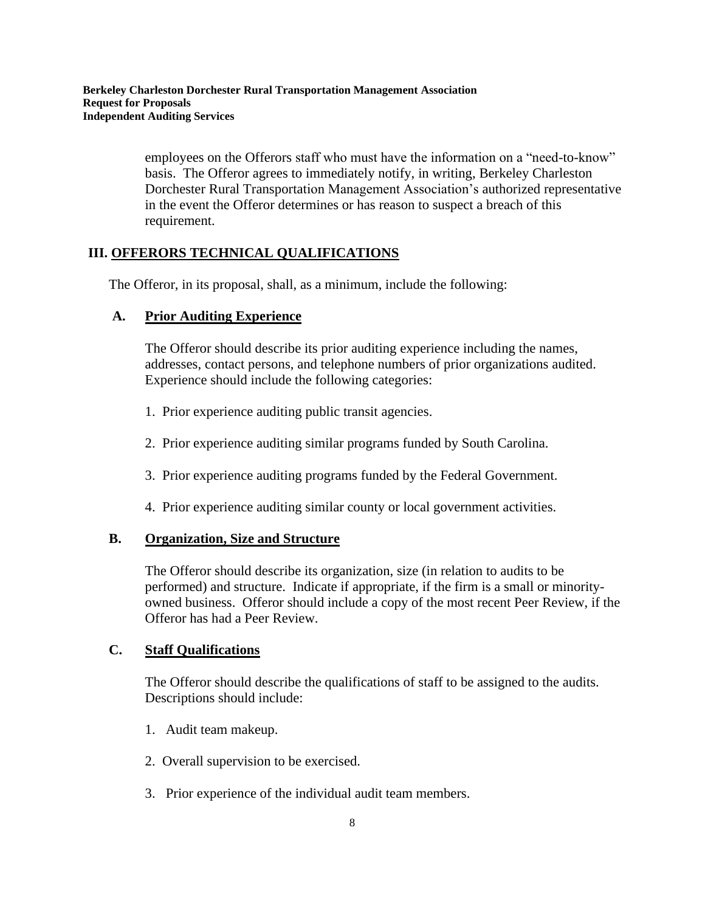employees on the Offerors staff who must have the information on a "need-to-know" basis. The Offeror agrees to immediately notify, in writing, Berkeley Charleston Dorchester Rural Transportation Management Association's authorized representative in the event the Offeror determines or has reason to suspect a breach of this requirement.

## III. OFFERORS TECHNICAL QUALIFICATIONS

The Offeror, in its proposal, shall, as a minimum, include the following:

### A. Prior Auditing Experience

The Offeror should describe its prior auditing experience including the names, addresses, contact persons, and telephone numbers of prior organizations audited. Experience should include the following categories:

1. Prior experience auditing public transit agencies.
2. Prior experience auditing similar programs funded by South Carolina.
3. Prior experience auditing programs funded by the Federal Government.
4. Prior experience auditing similar county or local government activities.

### B. Organization, Size and Structure

The Offeror should describe its organization, size (in relation to audits to be performed) and structure. Indicate if appropriate, if the firm is a small or minority-owned business. Offeror should include a copy of the most recent Peer Review, if the Offeror has had a Peer Review.

### C. Staff Qualifications

The Offeror should describe the qualifications of staff to be assigned to the audits. Descriptions should include:

1. Audit team makeup.
2. Overall supervision to be exercised.
3. Prior experience of the individual audit team members.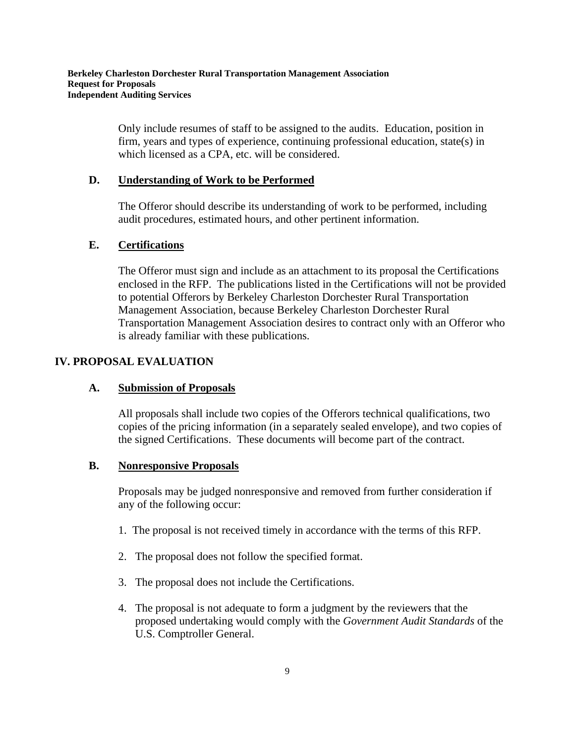Only include resumes of staff to be assigned to the audits. Education, position in firm, years and types of experience, continuing professional education, state(s) in which licensed as a CPA, etc. will be considered.

### D. Understanding of Work to be Performed

The Offeror should describe its understanding of work to be performed, including audit procedures, estimated hours, and other pertinent information.

### E. Certifications

The Offeror must sign and include as an attachment to its proposal the Certifications enclosed in the RFP. The publications listed in the Certifications will not be provided to potential Offerors by Berkeley Charleston Dorchester Rural Transportation Management Association, because Berkeley Charleston Dorchester Rural Transportation Management Association desires to contract only with an Offeror who is already familiar with these publications.

## IV. PROPOSAL EVALUATION

### A. Submission of Proposals

All proposals shall include two copies of the Offerors technical qualifications, two copies of the pricing information (in a separately sealed envelope), and two copies of the signed Certifications. These documents will become part of the contract.

### B. Nonresponsive Proposals

Proposals may be judged nonresponsive and removed from further consideration if any of the following occur:

1. The proposal is not received timely in accordance with the terms of this RFP.
2. The proposal does not follow the specified format.
3. The proposal does not include the Certifications.
4. The proposal is not adequate to form a judgment by the reviewers that the proposed undertaking would comply with the *Government Audit Standards* of the U.S. Comptroller General.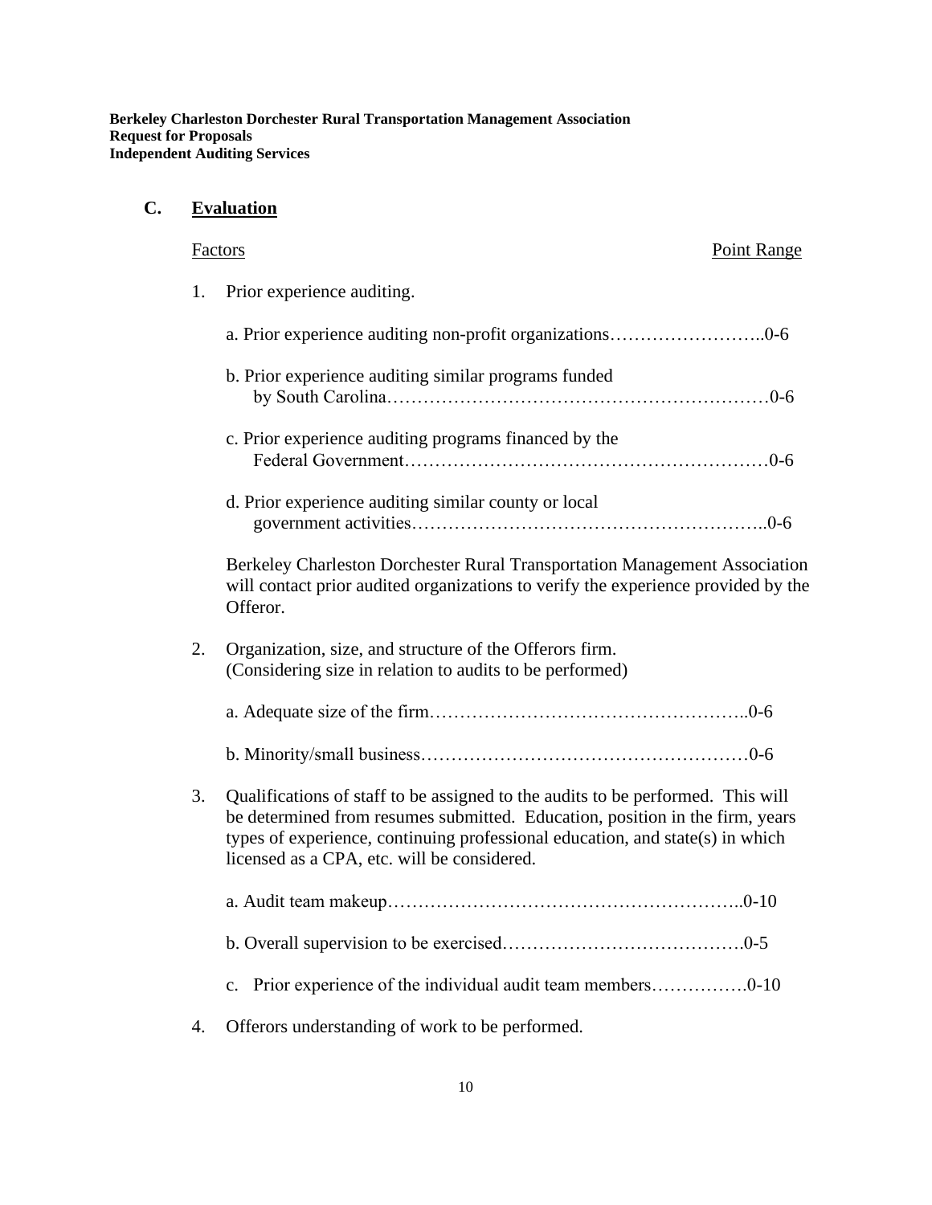## C. Evaluation

| Factors | Point Range |
|---|---|
| 1. Prior experience auditing. | |
| a. Prior experience auditing non-profit organizations | 0-6 |
| b. Prior experience auditing similar programs funded by South Carolina | 0-6 |
| c. Prior experience auditing programs financed by the Federal Government | 0-6 |
| d. Prior experience auditing similar county or local government activities | 0-6 |

Berkeley Charleston Dorchester Rural Transportation Management Association will contact prior audited organizations to verify the experience provided by the Offeror.

| Factors | Point Range |
|---|---|
| 2. Organization, size, and structure of the Offerors firm. (Considering size in relation to audits to be performed) | |
| a. Adequate size of the firm | 0-6 |
| b. Minority/small business | 0-6 |

3. Qualifications of staff to be assigned to the audits to be performed. This will be determined from resumes submitted. Education, position in the firm, years types of experience, continuing professional education, and state(s) in which licensed as a CPA, etc. will be considered.

| Factors | Point Range |
|---|---|
| a. Audit team makeup | 0-10 |
| b. Overall supervision to be exercised | 0-5 |
| c. Prior experience of the individual audit team members | 0-10 |

4. Offerors understanding of work to be performed.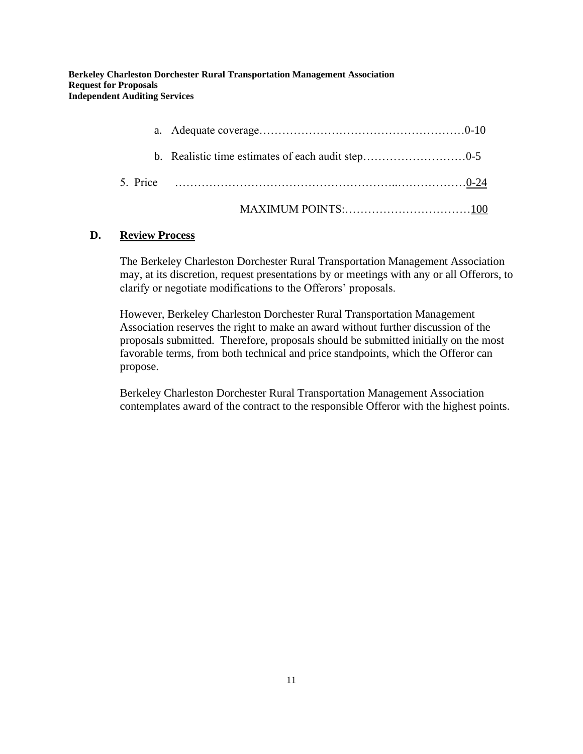a. Adequate coverage……………………………………………0-10

b. Realistic time estimates of each audit step………………………0-5

5. Price ……………………………………………..………………0-24

MAXIMUM POINTS:……………………………100

**D. Review Process**

The Berkeley Charleston Dorchester Rural Transportation Management Association may, at its discretion, request presentations by or meetings with any or all Offerors, to clarify or negotiate modifications to the Offerors' proposals.

However, Berkeley Charleston Dorchester Rural Transportation Management Association reserves the right to make an award without further discussion of the proposals submitted. Therefore, proposals should be submitted initially on the most favorable terms, from both technical and price standpoints, which the Offeror can propose.

Berkeley Charleston Dorchester Rural Transportation Management Association contemplates award of the contract to the responsible Offeror with the highest points.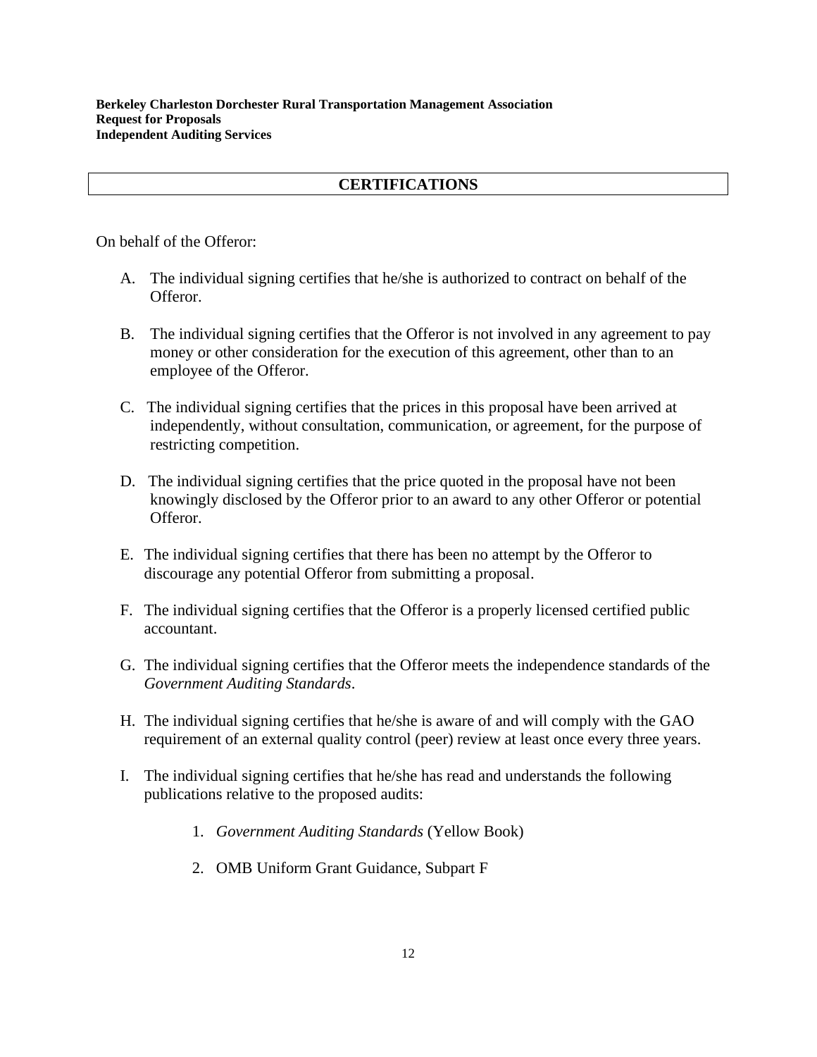**Berkeley Charleston Dorchester Rural Transportation Management Association**
**Request for Proposals**
**Independent Auditing Services**

## CERTIFICATIONS

On behalf of the Offeror:

A. The individual signing certifies that he/she is authorized to contract on behalf of the Offeror.

B. The individual signing certifies that the Offeror is not involved in any agreement to pay money or other consideration for the execution of this agreement, other than to an employee of the Offeror.

C. The individual signing certifies that the prices in this proposal have been arrived at independently, without consultation, communication, or agreement, for the purpose of restricting competition.

D. The individual signing certifies that the price quoted in the proposal have not been knowingly disclosed by the Offeror prior to an award to any other Offeror or potential Offeror.

E. The individual signing certifies that there has been no attempt by the Offeror to discourage any potential Offeror from submitting a proposal.

F. The individual signing certifies that the Offeror is a properly licensed certified public accountant.

G. The individual signing certifies that the Offeror meets the independence standards of the *Government Auditing Standards*.

H. The individual signing certifies that he/she is aware of and will comply with the GAO requirement of an external quality control (peer) review at least once every three years.

I. The individual signing certifies that he/she has read and understands the following publications relative to the proposed audits:

   1. *Government Auditing Standards* (Yellow Book)

   2. OMB Uniform Grant Guidance, Subpart F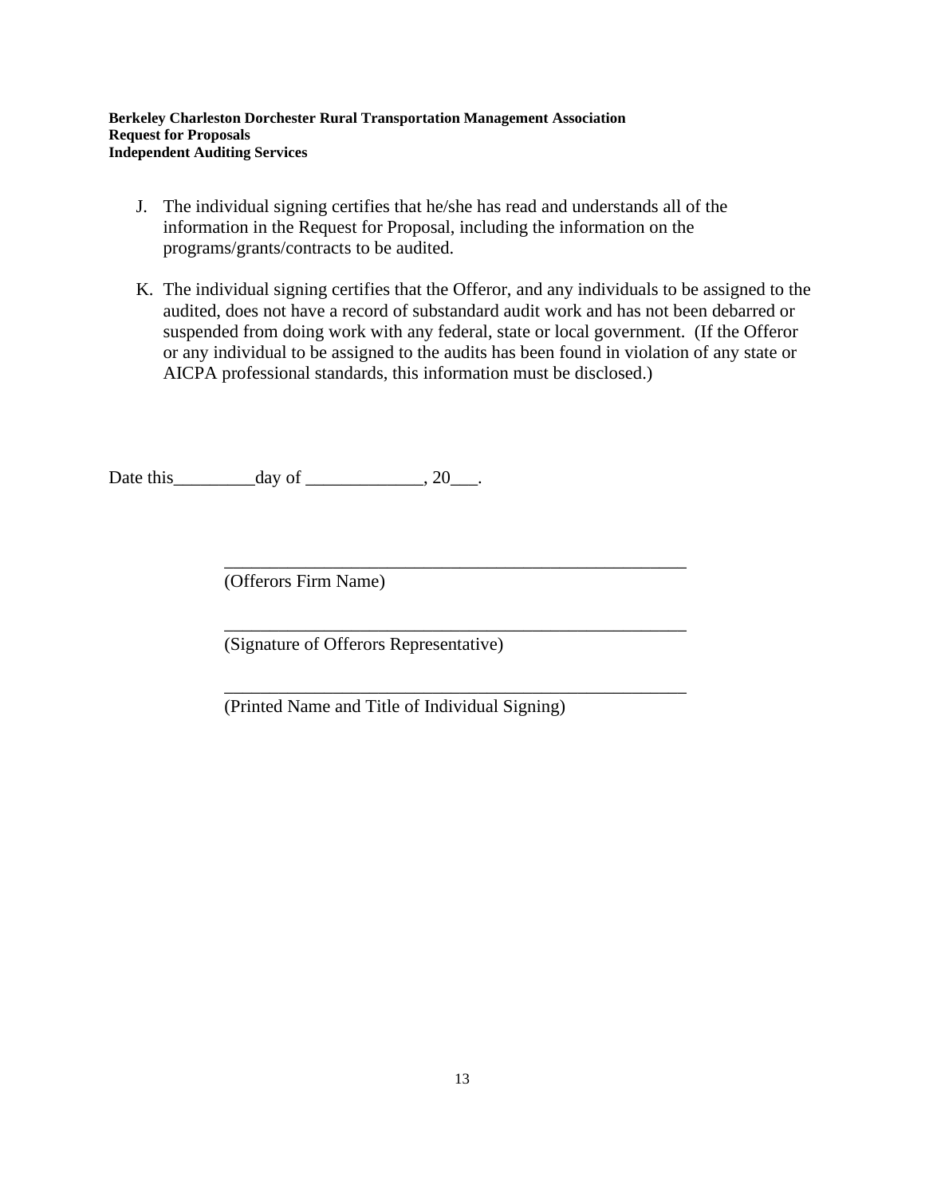J. The individual signing certifies that he/she has read and understands all of the information in the Request for Proposal, including the information on the programs/grants/contracts to be audited.

K. The individual signing certifies that the Offeror, and any individuals to be assigned to the audited, does not have a record of substandard audit work and has not been debarred or suspended from doing work with any federal, state or local government. (If the Offeror or any individual to be assigned to the audits has been found in violation of any state or AICPA professional standards, this information must be disclosed.)

Date this_________day of _____________, 20___.

_____________________________________________________
(Offerors Firm Name)

_____________________________________________________
(Signature of Offerors Representative)

_____________________________________________________
(Printed Name and Title of Individual Signing)